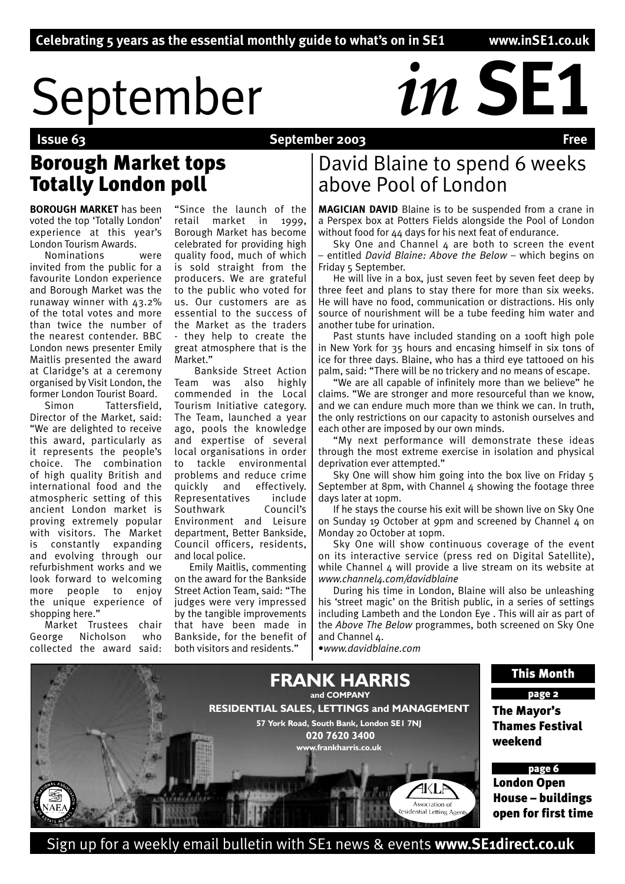Celebrating 5 years as the essential monthly guide to what's on in SE1 www.inSE1.co.uk

# September *in* SE1

**Issue 63** **September 2003** **Free**

## Borough Market tops Totally London poll

**BOROUGH MARKET** has been voted the top 'Totally London' experience at this year's London Tourism Awards.

Nominations were invited from the public for a favourite London experience and Borough Market was the runaway winner with 43.2% of the total votes and more than twice the number of the nearest contender. BBC London news presenter Emily Maitlis presented the award at Claridge's at a ceremony organised by Visit London, the former London Tourist Board.

Simon Tattersfield, Director of the Market, said: "We are delighted to receive this award, particularly as it represents the people's choice. The combination of high quality British and international food and the atmospheric setting of this ancient London market is proving extremely popular with visitors. The Market is constantly expanding and evolving through our refurbishment works and we look forward to welcoming more people to enjoy the unique experience of shopping here."

Market Trustees chair George Nicholson who collected the award said: "Since the launch of the retail market in 1999, Borough Market has become celebrated for providing high quality food, much of which is sold straight from the producers. We are grateful to the public who voted for us. Our customers are as essential to the success of the Market as the traders - they help to create the great atmosphere that is the Market."

Bankside Street Action Team was also highly commended in the Local Tourism Initiative category. The Team, launched a year ago, pools the knowledge and expertise of several local organisations in order to tackle environmental problems and reduce crime quickly and effectively. Representatives include Southwark Council's Environment and Leisure department, Better Bankside, Council officers, residents, and local police.

Emily Maitlis, commenting on the award for the Bankside Street Action Team, said: "The judges were very impressed by the tangible improvements that have been made in Bankside, for the benefit of both visitors and residents."

## David Blaine to spend 6 weeks above Pool of London

**MAGICIAN DAVID** Blaine is to be suspended from a crane in a Perspex box at Potters Fields alongside the Pool of London without food for 44 days for his next feat of endurance.

Sky One and Channel 4 are both to screen the event – entitled *David Blaine: Above the Below* – which begins on Friday 5 September.

He will live in a box, just seven feet by seven feet deep by three feet and plans to stay there for more than six weeks. He will have no food, communication or distractions. His only source of nourishment will be a tube feeding him water and another tube for urination.

Past stunts have included standing on a 100ft high pole in New York for 35 hours and encasing himself in six tons of ice for three days. Blaine, who has a third eye tattooed on his palm, said: "There will be no trickery and no means of escape.

"We are all capable of infinitely more than we believe" he claims. "We are stronger and more resourceful than we know, and we can endure much more than we think we can. In truth, the only restrictions on our capacity to astonish ourselves and each other are imposed by our own minds.

"My next performance will demonstrate these ideas through the most extreme exercise in isolation and physical deprivation ever attempted."

Sky One will show him going into the box live on Friday 5 September at 8pm, with Channel 4 showing the footage three days later at 10pm.

If he stays the course his exit will be shown live on Sky One on Sunday 19 October at 9pm and screened by Channel 4 on Monday 20 October at 10pm.

Sky One will show continuous coverage of the event on its interactive service (press red on Digital Satellite), while Channel 4 will provide a live stream on its website at *www.channel4.com/davidblaine*

During his time in London, Blaine will also be unleashing his 'street magic' on the British public, in a series of settings including Lambeth and the London Eye . This will air as part of the *Above The Below* programmes, both screened on Sky One and Channel 4.

•*www.davidblaine.com*

**FRANK HARRIS and COMPANY**
**RESIDENTIAL SALES, LETTINGS and MANAGEMENT**
**57 York Road, South Bank, London SE1 7NJ**
**020 7620 3400**
**www.frankharris.co.uk**

**This Month**

**page 2**
**The Mayor's Thames Festival weekend**

**page 6**
**London Open House – buildings open for first time**

Sign up for a weekly email bulletin with SE1 news & events **www.SE1direct.co.uk**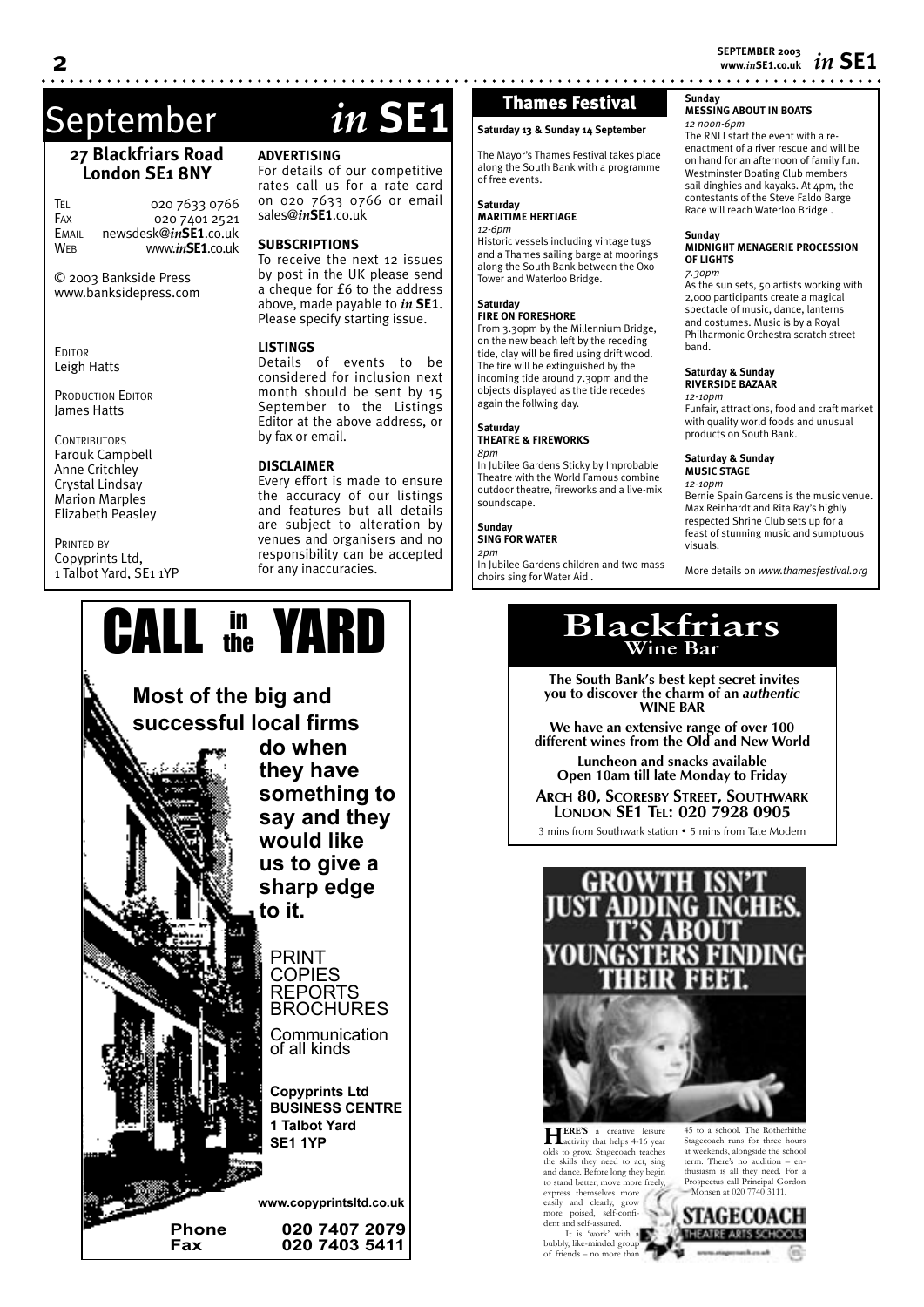# September *in* SE1

## 27 Blackfriars Road London SE1 8NY

Tel 020 7633 0766
Fax 020 7401 2521
Email newsdesk@*in*SE1.co.uk
Web www.*in*SE1.co.uk

© 2003 Bankside Press
www.banksidepress.com

Editor
Leigh Hatts

Production Editor
James Hatts

Contributors
Farouk Campbell
Anne Critchley
Crystal Lindsay
Marion Marples
Elizabeth Peasley

Printed by
Copyprints Ltd,
1 Talbot Yard, SE1 1YP

### ADVERTISING

For details of our competitive rates call us for a rate card on 020 7633 0766 or email sales@*in*SE1.co.uk

### SUBSCRIPTIONS

To receive the next 12 issues by post in the UK please send a cheque for £6 to the address above, made payable to *in* SE1. Please specify starting issue.

### LISTINGS

Details of events to be considered for inclusion next month should be sent by 15 September to the Listings Editor at the above address, or by fax or email.

### DISCLAIMER

Every effort is made to ensure the accuracy of our listings and features but all details are subject to alteration by venues and organisers and no responsibility can be accepted for any inaccuracies.

## Thames Festival

**Saturday 13 & Sunday 14 September**

The Mayor's Thames Festival takes place along the South Bank with a programme of free events.

**Saturday**
**MARITIME HERTIAGE**
*12-6pm*
Historic vessels including vintage tugs and a Thames sailing barge at moorings along the South Bank between the Oxo Tower and Waterloo Bridge.

**Saturday**
**FIRE ON FORESHORE**
From 3.30pm by the Millennium Bridge, on the new beach left by the receding tide, clay will be fired using drift wood. The fire will be extinguished by the incoming tide around 7.30pm and the objects displayed as the tide recedes again the follwing day.

**Saturday**
**THEATRE & FIREWORKS**
*8pm*
In Jubilee Gardens Sticky by Improbable Theatre with the World Famous combine outdoor theatre, fireworks and a live-mix soundscape.

**Sunday**
**SING FOR WATER**
*2pm*
In Jubilee Gardens children and two mass choirs sing for Water Aid .

**Sunday**
**MESSING ABOUT IN BOATS**
*12 noon-6pm*
The RNLI start the event with a re-enactment of a river rescue and will be on hand for an afternoon of family fun. Westminster Boating Club members sail dinghies and kayaks. At 4pm, the contestants of the Steve Faldo Barge Race will reach Waterloo Bridge .

**Sunday**
**MIDNIGHT MENAGERIE PROCESSION OF LIGHTS**
*7.30pm*
As the sun sets, 50 artists working with 2,000 participants create a magical spectacle of music, dance, lanterns and costumes. Music is by a Royal Philharmonic Orchestra scratch street band.

**Saturday & Sunday**
**RIVERSIDE BAZAAR**
*12-10pm*
Funfair, attractions, food and craft market with quality world foods and unusual products on South Bank.

**Saturday & Sunday**
**MUSIC STAGE**
*12-10pm*
Bernie Spain Gardens is the music venue. Max Reinhardt and Rita Ray's highly respected Shrine Club sets up for a feast of stunning music and sumptuous visuals.

More details on *www.thamesfestival.org*

---

# CALL in the YARD

**Most of the big and successful local firms do when they have something to say and they would like us to give a sharp edge to it.**

PRINT
COPIES
REPORTS
BROCHURES

Communication of all kinds

**Copyprints Ltd**
**BUSINESS CENTRE**
**1 Talbot Yard**
**SE1 1YP**

**www.copyprintsltd.co.uk**

**Phone 020 7407 2079**
**Fax 020 7403 5411**

---

# Blackfriars
## Wine Bar

**The South Bank's best kept secret invites you to discover the charm of an *authentic* WINE BAR**

**We have an extensive range of over 100 different wines from the Old and New World**

**Luncheon and snacks available**
**Open 10am till late Monday to Friday**

**Arch 80, Scoresby Street, Southwark**
**London SE1 Tel: 020 7928 0905**

3 mins from Southwark station • 5 mins from Tate Modern

---

# GROWTH ISN'T JUST ADDING INCHES. IT'S ABOUT YOUNGSTERS FINDING THEIR FEET.

HERE'S a creative leisure activity that helps 4-16 year olds to grow. Stagecoach teaches the skills they need to act, sing and dance. Before long they begin to stand better, move more freely, express themselves more easily and clearly, grow more poised, self-confident and self-assured.

It is 'work' with a bubbly, like-minded group of friends – no more than 45 to a school. The Rotherhithe Stagecoach runs for three hours at weekends, alongside the school term. There's no audition – enthusiasm is all they need. For a Prospectus call Principal Gordon Monsen at 020 7740 3111.

STAGECOACH THEATRE ARTS SCHOOLS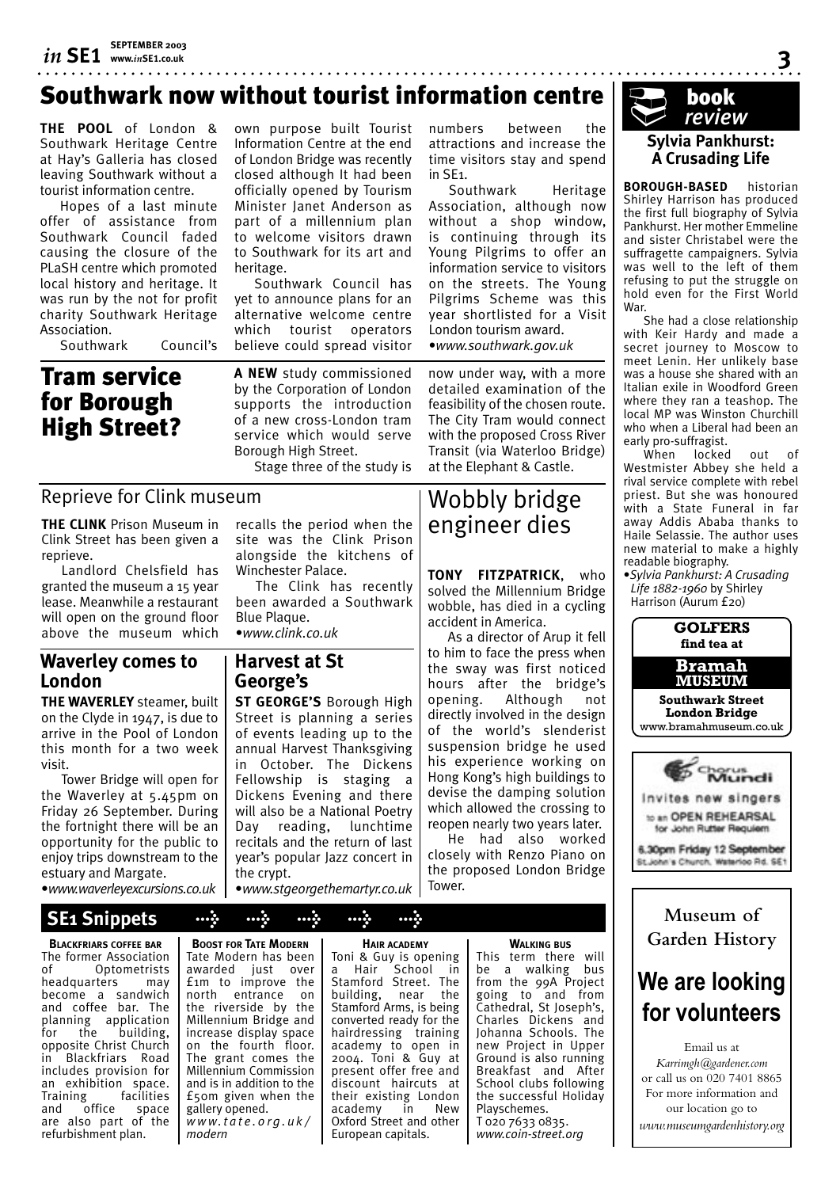# Southwark now without tourist information centre

**THE POOL** of London & Southwark Heritage Centre at Hay's Galleria has closed leaving Southwark without a tourist information centre.

Hopes of a last minute offer of assistance from Southwark Council faded causing the closure of the PLaSH centre which promoted local history and heritage. It was run by the not for profit charity Southwark Heritage Association.

Southwark Council's own purpose built Tourist Information Centre at the end of London Bridge was recently closed although It had been officially opened by Tourism Minister Janet Anderson as part of a millennium plan to welcome visitors drawn to Southwark for its art and heritage.

Southwark Council has yet to announce plans for an alternative welcome centre which tourist operators believe could spread visitor numbers between the attractions and increase the time visitors stay and spend in SE1.

Southwark Heritage Association, although now without a shop window, is continuing through its Young Pilgrims to offer an information service to visitors on the streets. The Young Pilgrims Scheme was this year shortlisted for a Visit London tourism award.

•*www.southwark.gov.uk*

# Tram service for Borough High Street?

**A NEW** study commissioned by the Corporation of London supports the introduction of a new cross-London tram service which would serve Borough High Street.

Stage three of the study is now under way, with a more detailed examination of the feasibility of the chosen route. The City Tram would connect with the proposed Cross River Transit (via Waterloo Bridge) at the Elephant & Castle.

## Reprieve for Clink museum

**THE CLINK** Prison Museum in Clink Street has been given a reprieve.

Landlord Chelsfield has granted the museum a 15 year lease. Meanwhile a restaurant will open on the ground floor above the museum which recalls the period when the site was the Clink Prison alongside the kitchens of Winchester Palace.

The Clink has recently been awarded a Southwark Blue Plaque.

•*www.clink.co.uk*

## Waverley comes to London

**THE WAVERLEY** steamer, built on the Clyde in 1947, is due to arrive in the Pool of London this month for a two week visit.

Tower Bridge will open for the Waverley at 5.45pm on Friday 26 September. During the fortnight there will be an opportunity for the public to enjoy trips downstream to the estuary and Margate.

•*www.waverleyexcursions.co.uk*

## Harvest at St George's

**ST GEORGE'S** Borough High Street is planning a series of events leading up to the annual Harvest Thanksgiving in October. The Dickens Fellowship is staging a Dickens Evening and there will also be a National Poetry Day reading, lunchtime recitals and the return of last year's popular Jazz concert in the crypt.

•*www.stgeorgethemartyr.co.uk*

# Wobbly bridge engineer dies

**TONY FITZPATRICK**, who solved the Millennium Bridge wobble, has died in a cycling accident in America.

As a director of Arup it fell to him to face the press when the sway was first noticed hours after the bridge's opening. Although not directly involved in the design of the world's slenderist suspension bridge he used his experience working on Hong Kong's high buildings to devise the damping solution which allowed the crossing to reopen nearly two years later.

He had also worked closely with Renzo Piano on the proposed London Bridge Tower.

## SE1 Snippets

**BLACKFRIARS COFFEE BAR**
The former Association of Optometrists headquarters may become a sandwich and coffee bar. The planning application for the building, opposite Christ Church in Blackfriars Road includes provision for an exhibition space. Training facilities and office space are also part of the refurbishment plan.

**BOOST FOR TATE MODERN**
Tate Modern has been awarded just over £1m to improve the north entrance on the riverside by the Millennium Bridge and increase display space on the fourth floor. The grant comes the Millennium Commission and is in addition to the £50m given when the gallery opened.
*www.tate.org.uk/modern*

**HAIR ACADEMY**
Toni & Guy is opening a Hair School in Stamford Street. The building, near the Stamford Arms, is being converted ready for the hairdressing training academy to open in 2004. Toni & Guy at present offer free and discount haircuts at their existing London academy in New Oxford Street and other European capitals.

**WALKING BUS**
This term there will be a walking bus from the 99A Project going to and from Cathedral, St Joseph's, Charles Dickens and Johanna Schools. The new Project in Upper Ground is also running Breakfast and After School clubs following the successful Holiday Playschemes.
T 020 7633 0835.
*www.coin-street.org*

## book review

### Sylvia Pankhurst: A Crusading Life

**BOROUGH-BASED** historian Shirley Harrison has produced the first full biography of Sylvia Pankhurst. Her mother Emmeline and sister Christabel were the suffragette campaigners. Sylvia was well to the left of them refusing to put the struggle on hold even for the First World War.

She had a close relationship with Keir Hardy and made a secret journey to Moscow to meet Lenin. Her unlikely base was a house she shared with an Italian exile in Woodford Green where they ran a teashop. The local MP was Winston Churchill who when a Liberal had been an early pro-suffragist.

When locked out of Westmister Abbey she held a rival service complete with rebel priest. But she was honoured with a State Funeral in far away Addis Ababa thanks to Haile Selassie. The author uses new material to make a highly readable biography.

•*Sylvia Pankhurst: A Crusading Life 1882-1960* by Shirley Harrison (Aurum £20)

---

**GOLFERS find tea at Bramah MUSEUM**
Southwark Street London Bridge
www.bramahmuseum.co.uk

---

**Chorus Mundi**
Invites new singers to an OPEN REHEARSAL for John Rutter Requiem
6.30pm Friday 12 September
St.John's Church, Waterloo Rd. SE1

---

**Museum of Garden History**

**We are looking for volunteers**

Email us at *Karrimgh@gardener.com* or call us on 020 7401 8865
For more information and our location go to *www.museumgardenhistory.org*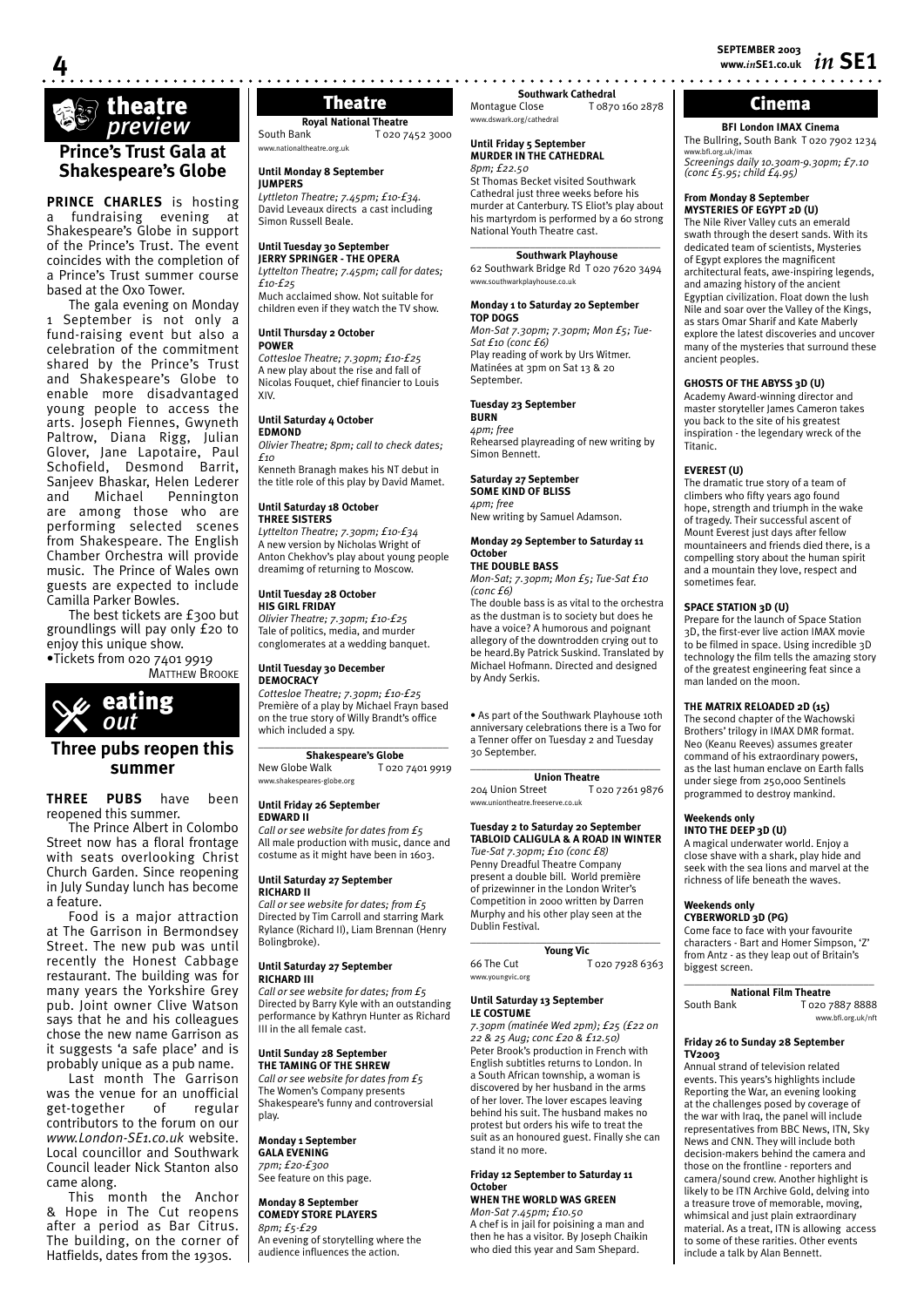## theatre *preview*

### Prince's Trust Gala at Shakespeare's Globe

**PRINCE CHARLES** is hosting a fundraising evening at Shakespeare's Globe in support of the Prince's Trust. The event coincides with the completion of a Prince's Trust summer course based at the Oxo Tower.

The gala evening on Monday 1 September is not only a fund-raising event but also a celebration of the commitment shared by the Prince's Trust and Shakespeare's Globe to enable more disadvantaged young people to access the arts. Joseph Fiennes, Gwyneth Paltrow, Diana Rigg, Julian Glover, Jane Lapotaire, Paul Schofield, Desmond Barrit, Sanjeev Bhaskar, Helen Lederer and Michael Pennington are among those who are performing selected scenes from Shakespeare. The English Chamber Orchestra will provide music. The Prince of Wales own guests are expected to include Camilla Parker Bowles.

The best tickets are £300 but groundlings will pay only £20 to enjoy this unique show.

•Tickets from 020 7401 9919

MATTHEW BROOKE

## eating *out*

### Three pubs reopen this summer

**THREE PUBS** have been reopened this summer.

The Prince Albert in Colombo Street now has a floral frontage with seats overlooking Christ Church Garden. Since reopening in July Sunday lunch has become a feature.

Food is a major attraction at The Garrison in Bermondsey Street. The new pub was until recently the Honest Cabbage restaurant. The building was for many years the Yorkshire Grey pub. Joint owner Clive Watson says that he and his colleagues chose the new name Garrison as it suggests 'a safe place' and is probably unique as a pub name.

Last month The Garrison was the venue for an unofficial get-together of regular contributors to the forum on our *www.London-SE1.co.uk* website. Local councillor and Southwark Council leader Nick Stanton also came along.

This month the Anchor & Hope in The Cut reopens after a period as Bar Citrus. The building, on the corner of Hatfields, dates from the 1930s.

## Theatre

**Royal National Theatre**
South Bank T 020 7452 3000
www.nationaltheatre.org.uk

**Until Monday 8 September**
**JUMPERS**
*Lyttelton Theatre; 7.45pm; £10-£34.*
David Leveaux directs a cast including Simon Russell Beale.

**Until Tuesday 30 September**
**JERRY SPRINGER - THE OPERA**
*Lyttelton Theatre; 7.45pm; call for dates; £10-£25*
Much acclaimed show. Not suitable for children even if they watch the TV show.

**Until Thursday 2 October**
**POWER**
*Cottesloe Theatre; 7.30pm; £10-£25*
A new play about the rise and fall of Nicolas Fouquet, chief financier to Louis XIV.

**Until Saturday 4 October**
**EDMOND**
*Olivier Theatre; 8pm; call to check dates; £10*
Kenneth Branagh makes his NT debut in the title role of this play by David Mamet.

**Until Saturday 18 October**
**THREE SISTERS**
*Lyttelton Theatre; 7.30pm; £10-£34*
A new version by Nicholas Wright of Anton Chekhov's play about young people dreamimg of returning to Moscow.

**Until Tuesday 28 October**
**HIS GIRL FRIDAY**
*Olivier Theatre; 7.30pm; £10-£25*
Tale of politics, media, and murder conglomerates at a wedding banquet.

**Until Tuesday 30 December**
**DEMOCRACY**
*Cottesloe Theatre; 7.30pm; £10-£25*
Première of a play by Michael Frayn based on the true story of Willy Brandt's office which included a spy.

**Shakespeare's Globe**
New Globe Walk T 020 7401 9919
www.shakespeares-globe.org

**Until Friday 26 September**
**EDWARD II**
*Call or see website for dates from £5*
All male production with music, dance and costume as it might have been in 1603.

**Until Saturday 27 September**
**RICHARD II**
*Call or see website for dates; from £5*
Directed by Tim Carroll and starring Mark Rylance (Richard II), Liam Brennan (Henry Bolingbroke).

**Until Saturday 27 September**
**RICHARD III**
*Call or see website for dates; from £5*
Directed by Barry Kyle with an outstanding performance by Kathryn Hunter as Richard III in the all female cast.

**Until Sunday 28 September**
**THE TAMING OF THE SHREW**
*Call or see website for dates from £5*
The Women's Company presents Shakespeare's funny and controversial play.

**Monday 1 September**
**GALA EVENING**
*7pm; £20-£300*
See feature on this page.

**Monday 8 September**
**COMEDY STORE PLAYERS**
*8pm; £5-£29*
An evening of storytelling where the audience influences the action.

**Southwark Cathedral**
Montague Close T 0870 160 2878
www.dswark.org/cathedral

**Until Friday 5 September**
**MURDER IN THE CATHEDRAL**
*8pm; £22.50*
St Thomas Becket visited Southwark Cathedral just three weeks before his murder at Canterbury. TS Eliot's play about his martyrdom is performed by a 60 strong National Youth Theatre cast.

**Southwark Playhouse**
62 Southwark Bridge Rd T 020 7620 3494
www.southwarkplayhouse.co.uk

**Monday 1 to Saturday 20 September**
**TOP DOGS**
*Mon-Sat 7.30pm; 7.30pm; Mon £5; Tue-Sat £10 (conc £6)*
Play reading of work by Urs Witmer. Matinées at 3pm on Sat 13 & 20 September.

**Tuesday 23 September**
**BURN**
*4pm; free*
Rehearsed playreading of new writing by Simon Bennett.

**Saturday 27 September**
**SOME KIND OF BLISS**
*4pm; free*
New writing by Samuel Adamson.

**Monday 29 September to Saturday 11 October**
**THE DOUBLE BASS**
*Mon-Sat; 7.30pm; Mon £5; Tue-Sat £10 (conc £6)*
The double bass is as vital to the orchestra as the dustman is to society but does he have a voice? A humorous and poignant allegory of the downtrodden crying out to be heard.By Patrick Suskind. Translated by Michael Hofmann. Directed and designed by Andy Serkis.

• As part of the Southwark Playhouse 10th anniversary celebrations there is a Two for a Tenner offer on Tuesday 2 and Tuesday 30 September.

**Union Theatre**
204 Union Street T 020 7261 9876
www.uniontheatre.freeserve.co.uk

**Tuesday 2 to Saturday 20 September**
**TABLOID CALIGULA & A ROAD IN WINTER**
*Tue-Sat 7.30pm; £10 (conc £8)*
Penny Dreadful Theatre Company present a double bill. World première of prizewinner in the London Writer's Competition in 2000 written by Darren Murphy and his other play seen at the Dublin Festival.

**Young Vic**
66 The Cut T 020 7928 6363
www.youngvic.org

**Until Saturday 13 September**
**LE COSTUME**
*7.30pm (matinée Wed 2pm); £25 (£22 on 22 & 25 Aug; conc £20 & £12.50)*
Peter Brook's production in French with English subtitles returns to London. In a South African township, a woman is discovered by her husband in the arms of her lover. The lover escapes leaving behind his suit. The husband makes no protest but orders his wife to treat the suit as an honoured guest. Finally she can stand it no more.

**Friday 12 September to Saturday 11 October**
**WHEN THE WORLD WAS GREEN**
*Mon-Sat 7.45pm; £10.50*
A chef is in jail for poisining a man and then he has a visitor. By Joseph Chaikin who died this year and Sam Shepard.

## Cinema

**BFI London IMAX Cinema**
The Bullring, South Bank T 020 7902 1234
www.bfi.org.uk/imax
*Screenings daily 10.30am-9.30pm; £7.10 (conc £5.95; child £4.95)*

**From Monday 8 September**
**MYSTERIES OF EGYPT 2D (U)**
The Nile River Valley cuts an emerald swath through the desert sands. With its dedicated team of scientists, Mysteries of Egypt explores the magnificent architectural feats, awe-inspiring legends, and amazing history of the ancient Egyptian civilization. Float down the lush Nile and soar over the Valley of the Kings, as stars Omar Sharif and Kate Maberly explore the latest discoveries and uncover many of the mysteries that surround these ancient peoples.

**GHOSTS OF THE ABYSS 3D (U)**
Academy Award-winning director and master storyteller James Cameron takes you back to the site of his greatest inspiration - the legendary wreck of the Titanic.

**EVEREST (U)**
The dramatic true story of a team of climbers who fifty years ago found hope, strength and triumph in the wake of tragedy. Their successful ascent of Mount Everest just days after fellow mountaineers and friends died there, is a compelling story about the human spirit and a mountain they love, respect and sometimes fear.

**SPACE STATION 3D (U)**
Prepare for the launch of Space Station 3D, the first-ever live action IMAX movie to be filmed in space. Using incredible 3D technology the film tells the amazing story of the greatest engineering feat since a man landed on the moon.

**THE MATRIX RELOADED 2D (15)**
The second chapter of the Wachowski Brothers' trilogy in IMAX DMR format. Neo (Keanu Reeves) assumes greater command of his extraordinary powers, as the last human enclave on Earth falls under siege from 250,000 Sentinels programmed to destroy mankind.

**Weekends only**
**INTO THE DEEP 3D (U)**
A magical underwater world. Enjoy a close shave with a shark, play hide and seek with the sea lions and marvel at the richness of life beneath the waves.

**Weekends only**
**CYBERWORLD 3D (PG)**
Come face to face with your favourite characters - Bart and Homer Simpson, 'Z' from Antz - as they leap out of Britain's biggest screen.

**National Film Theatre**
South Bank T 020 7887 8888
www.bfi.org.uk/nft

**Friday 26 to Sunday 28 September**
**TV2003**
Annual strand of television related events. This years's highlights include Reporting the War, an evening looking at the challenges posed by coverage of the war with Iraq, the panel will include representatives from BBC News, ITN, Sky News and CNN. They will include both decision-makers behind the camera and those on the frontline - reporters and camera/sound crew. Another highlight is likely to be ITN Archive Gold, delving into a treasure trove of memorable, moving, whimsical and just plain extraordinary material. As a treat, ITN is allowing access to some of these rarities. Other events include a talk by Alan Bennett.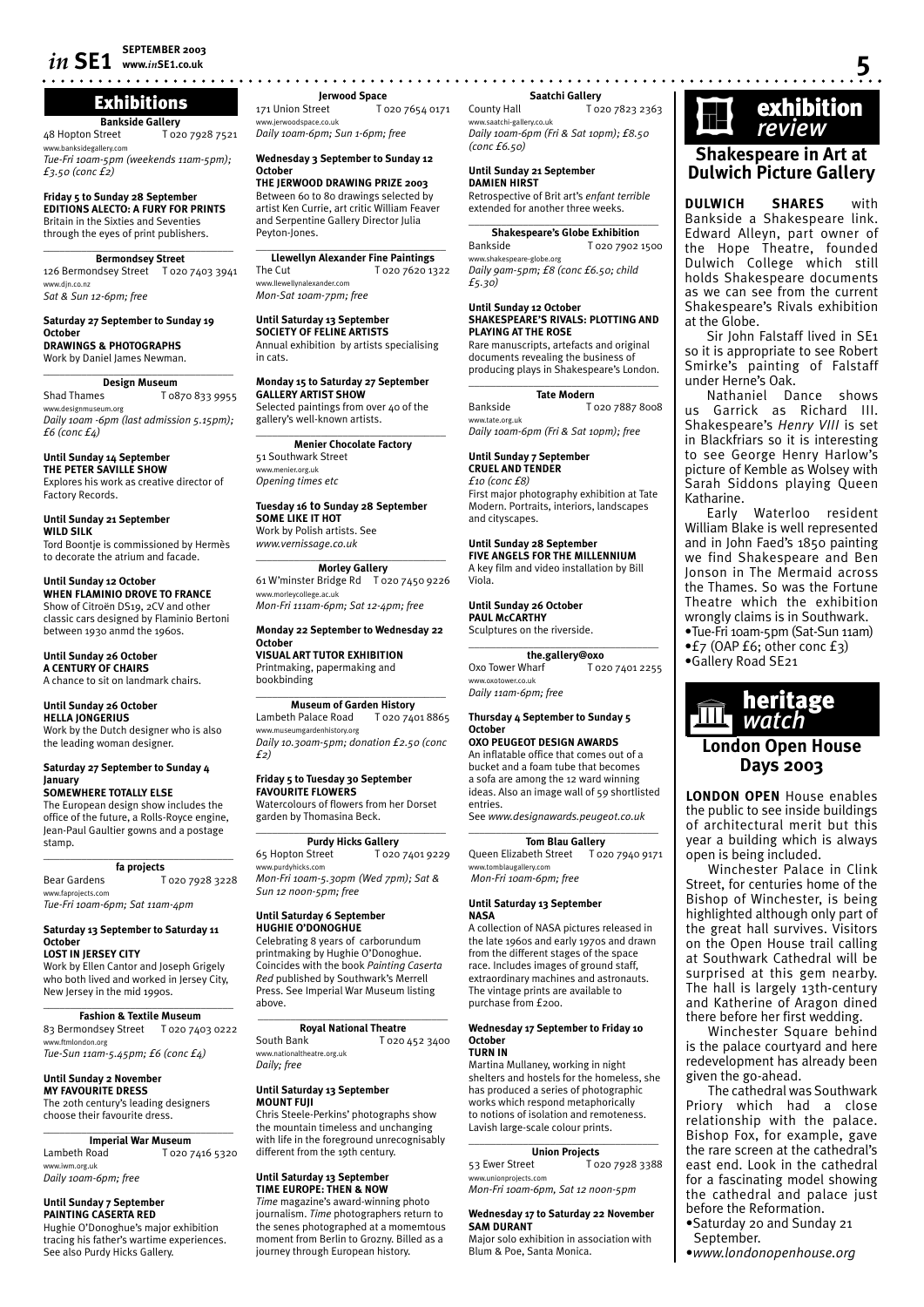# Exhibitions

**Bankside Gallery**
48 Hopton Street T 020 7928 7521
www.banksidegallery.com
*Tue-Fri 10am-5pm (weekends 11am-5pm); £3.50 (conc £2)*

**Friday 5 to Sunday 28 September**
**EDITIONS ALECTO: A FURY FOR PRINTS**
Britain in the Sixties and Seventies through the eyes of print publishers.

**Bermondsey Street**
126 Bermondsey Street T 020 7403 3941
www.djn.co.nz
*Sat & Sun 12-6pm; free*

**Saturday 27 September to Sunday 19 October**
**DRAWINGS & PHOTOGRAPHS**
Work by Daniel James Newman.

**Design Museum**
Shad Thames T 0870 833 9955
www.designmuseum.org
*Daily 10am -6pm (last admission 5.15pm); £6 (conc £4)*

**Until Sunday 14 September**
**THE PETER SAVILLE SHOW**
Explores his work as creative director of Factory Records.

**Until Sunday 21 September**
**WILD SILK**
Tord Boontje is commissioned by Hermès to decorate the atrium and facade.

**Until Sunday 12 October**
**WHEN FLAMINIO DROVE TO FRANCE**
Show of Citroën DS19, 2CV and other classic cars designed by Flaminio Bertoni between 1930 anmd the 1960s.

**Until Sunday 26 October**
**A CENTURY OF CHAIRS**
A chance to sit on landmark chairs.

**Until Sunday 26 October**
**HELLA JONGERIUS**
Work by the Dutch designer who is also the leading woman designer.

**Saturday 27 September to Sunday 4 January**
**SOMEWHERE TOTALLY ELSE**
The European design show includes the office of the future, a Rolls-Royce engine, Jean-Paul Gaultier gowns and a postage stamp.

**fa projects**
Bear Gardens T 020 7928 3228
www.faprojects.com
*Tue-Fri 10am-6pm; Sat 11am-4pm*

**Saturday 13 September to Saturday 11 October**
**LOST IN JERSEY CITY**
Work by Ellen Cantor and Joseph Grigely who both lived and worked in Jersey City, New Jersey in the mid 1990s.

**Fashion & Textile Museum**
83 Bermondsey Street T 020 7403 0222
www.ftmlondon.org
*Tue-Sun 11am-5.45pm; £6 (conc £4)*

**Until Sunday 2 November**
**MY FAVOURITE DRESS**
The 20th century's leading designers choose their favourite dress.

**Imperial War Museum**
Lambeth Road T 020 7416 5320
www.iwm.org.uk
*Daily 10am-6pm; free*

**Until Sunday 7 September**
**PAINTING CASERTA RED**
Hughie O'Donoghue's major exhibition tracing his father's wartime experiences. See also Purdy Hicks Gallery.

**Jerwood Space**
171 Union Street T 020 7654 0171
www.jerwoodspace.co.uk
*Daily 10am-6pm; Sun 1-6pm; free*

**Wednesday 3 September to Sunday 12 October**
**THE JERWOOD DRAWING PRIZE 2003**
Between 60 to 80 drawings selected by artist Ken Currie, art critic William Feaver and Serpentine Gallery Director Julia Peyton-Jones.

**Llewellyn Alexander Fine Paintings**
The Cut T 020 7620 1322
www.llewellynalexander.com
*Mon-Sat 10am-7pm; free*

**Until Saturday 13 September**
**SOCIETY OF FELINE ARTISTS**
Annual exhibition by artists specialising in cats.

**Monday 15 to Saturday 27 September**
**GALLERY ARTIST SHOW**
Selected paintings from over 40 of the gallery's well-known artists.

**Menier Chocolate Factory**
51 Southwark Street
www.menier.org.uk
*Opening times etc*

**Tuesday 16 to Sunday 28 September**
**SOME LIKE IT HOT**
Work by Polish artists. See *www.vernissage.co.uk*

**Morley Gallery**
61 W'minster Bridge Rd T 020 7450 9226
www.morleycollege.ac.uk
*Mon-Fri 111am-6pm; Sat 12-4pm; free*

**Monday 22 September to Wednesday 22 October**
**VISUAL ART TUTOR EXHIBITION**
Printmaking, papermaking and bookbinding

**Museum of Garden History**
Lambeth Palace Road T 020 7401 8865
www.museumgardenhistory.org
*Daily 10.30am-5pm; donation £2.50 (conc £2)*

**Friday 5 to Tuesday 30 September**
**FAVOURITE FLOWERS**
Watercolours of flowers from her Dorset garden by Thomasina Beck.

**Purdy Hicks Gallery**
65 Hopton Street T 020 7401 9229
www.purdyhicks.com
*Mon-Fri 10am-5.30pm (Wed 7pm); Sat & Sun 12 noon-5pm; free*

**Until Saturday 6 September**
**HUGHIE O'DONOGHUE**
Celebrating 8 years of carborundum printmaking by Hughie O'Donoghue. Coincides with the book *Painting Caserta Red* published by Southwark's Merrell Press. See Imperial War Museum listing above.

**Royal National Theatre**
South Bank T 020 452 3400
www.nationaltheatre.org.uk
*Daily; free*

**Until Saturday 13 September**
**MOUNT FUJI**
Chris Steele-Perkins' photographs show the mountain timeless and unchanging with life in the foreground unrecognisably different from the 19th century.

**Until Saturday 13 September**
**TIME EUROPE: THEN & NOW**
*Time* magazine's award-winning photo journalism. *Time* photographers return to the senes photographed at a momemtous moment from Berlin to Grozny. Billed as a journey through European history.

**Saatchi Gallery**
County Hall T 020 7823 2363
www.saatchi-gallery.co.uk
*Daily 10am-6pm (Fri & Sat 10pm); £8.50 (conc £6.50)*

**Until Sunday 21 September**
**DAMIEN HIRST**
Retrospective of Brit art's *enfant terrible* extended for another three weeks.

**Shakespeare's Globe Exhibition**
Bankside T 020 7902 1500
www.shakespeare-globe.org
*Daily 9am-5pm; £8 (conc £6.50; child £5.30)*

**Until Sunday 12 October**
**SHAKESPEARE'S RIVALS: PLOTTING AND PLAYING AT THE ROSE**
Rare manuscripts, artefacts and original documents revealing the business of producing plays in Shakespeare's London.

**Tate Modern**
Bankside T 020 7887 8008
www.tate.org.uk
*Daily 10am-6pm (Fri & Sat 10pm); free*

**Until Sunday 7 September**
**CRUEL AND TENDER**
*£10 (conc £8)*
First major photography exhibition at Tate Modern. Portraits, interiors, landscapes and cityscapes.

**Until Sunday 28 September**
**FIVE ANGELS FOR THE MILLENNIUM**
A key film and video installation by Bill Viola.

**Until Sunday 26 October**
**PAUL McCARTHY**
Sculptures on the riverside.

**the.gallery@oxo**
Oxo Tower Wharf T 020 7401 2255
www.oxotower.co.uk
*Daily 11am-6pm; free*

**Thursday 4 September to Sunday 5 October**
**OXO PEUGEOT DESIGN AWARDS**
An inflatable office that comes out of a bucket and a foam tube that becomes a sofa are among the 12 ward winning ideas. Also an image wall of 59 shortlisted entries.
See *www.designawards.peugeot.co.uk*

**Tom Blau Gallery**
Queen Elizabeth Street T 020 7940 9171
www.tomblaugallery.com
*Mon-Fri 10am-6pm; free*

**Until Saturday 13 September**
**NASA**
A collection of NASA pictures released in the late 1960s and early 1970s and drawn from the different stages of the space race. Includes images of ground staff, extraordinary machines and astronauts. The vintage prints are available to purchase from £200.

**Wednesday 17 September to Friday 10 October**
**TURN IN**
Martina Mullaney, working in night shelters and hostels for the homeless, she has produced a series of photographic works which respond metaphorically to notions of isolation and remoteness. Lavish large-scale colour prints.

**Union Projects**
53 Ewer Street T 020 7928 3388
www.unionprojects.com
*Mon-Fri 10am-6pm, Sat 12 noon-5pm*

**Wednesday 17 to Saturday 22 November**
**SAM DURANT**
Major solo exhibition in association with Blum & Poe, Santa Monica.

# exhibition *review*

## Shakespeare in Art at Dulwich Picture Gallery

**DULWICH SHARES** with Bankside a Shakespeare link. Edward Alleyn, part owner of the Hope Theatre, founded Dulwich College which still holds Shakespeare documents as we can see from the current Shakespeare's Rivals exhibition at the Globe.

Sir John Falstaff lived in SE1 so it is appropriate to see Robert Smirke's painting of Falstaff under Herne's Oak.

Nathaniel Dance shows us Garrick as Richard III. Shakespeare's *Henry VIII* is set in Blackfriars so it is interesting to see George Henry Harlow's picture of Kemble as Wolsey with Sarah Siddons playing Queen Katharine.

Early Waterloo resident William Blake is well represented and in John Faed's 1850 painting we find Shakespeare and Ben Jonson in The Mermaid across the Thames. So was the Fortune Theatre which the exhibition wrongly claims is in Southwark.

- Tue-Fri 10am-5pm (Sat-Sun 11am)
- £7 (OAP £6; other conc £3)
- Gallery Road SE21

# heritage *watch*

## London Open House Days 2003

**LONDON OPEN** House enables the public to see inside buildings of architectural merit but this year a building which is always open is being included.

Winchester Palace in Clink Street, for centuries home of the Bishop of Winchester, is being highlighted although only part of the great hall survives. Visitors on the Open House trail calling at Southwark Cathedral will be surprised at this gem nearby. The hall is largely 13th-century and Katherine of Aragon dined there before her first wedding.

Winchester Square behind is the palace courtyard and here redevelopment has already been given the go-ahead.

The cathedral was Southwark Priory which had a close relationship with the palace. Bishop Fox, for example, gave the rare screen at the cathedral's east end. Look in the cathedral for a fascinating model showing the cathedral and palace just before the Reformation.

- Saturday 20 and Sunday 21 September.
- *www.londonopenhouse.org*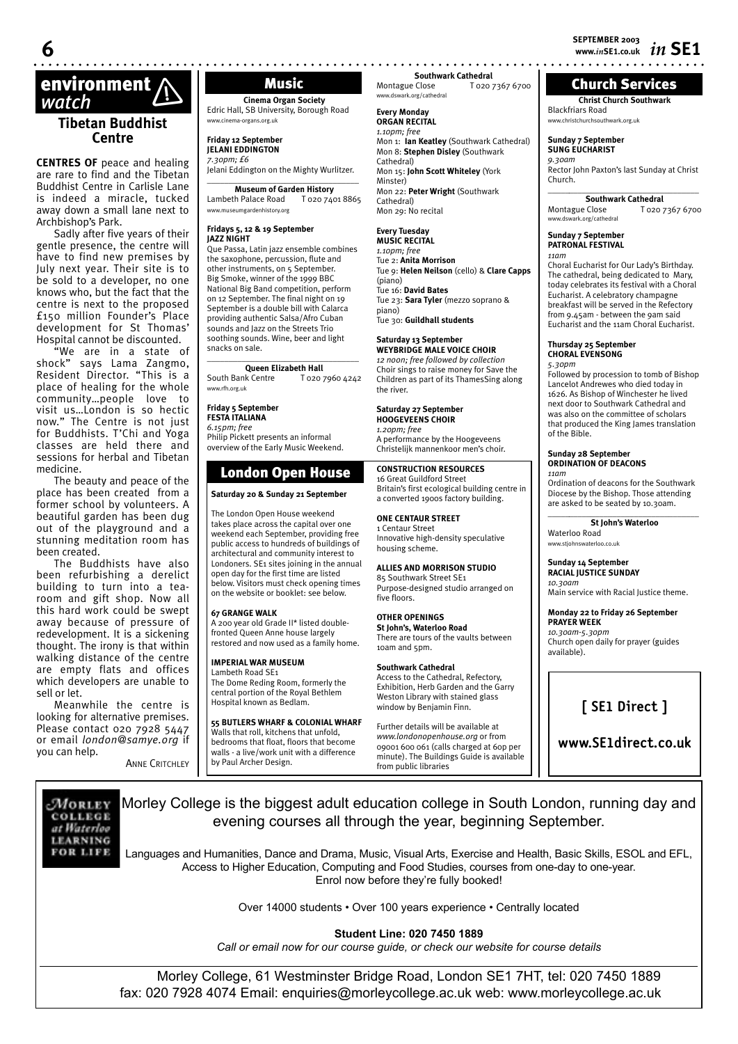# environment watch

## Tibetan Buddhist Centre

**CENTRES OF** peace and healing are rare to find and the Tibetan Buddhist Centre in Carlisle Lane is indeed a miracle, tucked away down a small lane next to Archbishop's Park.

Sadly after five years of their gentle presence, the centre will have to find new premises by July next year. Their site is to be sold to a developer, no one knows who, but the fact that the centre is next to the proposed £150 million Founder's Place development for St Thomas' Hospital cannot be discounted.

"We are in a state of shock" says Lama Zangmo, Resident Director. "This is a place of healing for the whole community...people love to visit us...London is so hectic now." The Centre is not just for Buddhists. T'Chi and Yoga classes are held there and sessions for herbal and Tibetan medicine.

The beauty and peace of the place has been created from a former school by volunteers. A beautiful garden has been dug out of the playground and a stunning meditation room has been created.

The Buddhists have also been refurbishing a derelict building to turn into a tea-room and gift shop. Now all this hard work could be swept away because of pressure of redevelopment. It is a sickening thought. The irony is that within walking distance of the centre are empty flats and offices which developers are unable to sell or let.

Meanwhile the centre is looking for alternative premises. Please contact 020 7928 5447 or email *london@samye.org* if you can help.

ANNE CRITCHLEY

## Music

**Cinema Organ Society**
Edric Hall, SB University, Borough Road
www.cinema-organs.org.uk

**Friday 12 September**
**JELANI EDDINGTON**
*7.30pm; £6*
Jelani Eddington on the Mighty Wurlitzer.

**Museum of Garden History**
Lambeth Palace Road T 020 7401 8865
www.museumgardenhistory.org

**Fridays 5, 12 & 19 September**
**JAZZ NIGHT**
Que Passa, Latin jazz ensemble combines the saxophone, percussion, flute and other instruments, on 5 September. Big Smoke, winner of the 1999 BBC National Big Band competition, perform on 12 September. The final night on 19 September is a double bill with Calarca providing authentic Salsa/Afro Cuban sounds and Jazz on the Streets Trio soothing sounds. Wine, beer and light snacks on sale.

**Queen Elizabeth Hall**
South Bank Centre T 020 7960 4242
www.rfh.org.uk

**Friday 5 September**
**FESTA ITALIANA**
*6.15pm; free*
Philip Pickett presents an informal overview of the Early Music Weekend.

**Southwark Cathedral**
Montague Close T 020 7367 6700
www.dswark.org/cathedral

**Every Monday**
**ORGAN RECITAL**
*1.10pm; free*
Mon 1: **Ian Keatley** (Southwark Cathedral)
Mon 8: **Stephen Disley** (Southwark Cathedral)
Mon 15: **John Scott Whiteley** (York Minster)
Mon 22: **Peter Wright** (Southwark Cathedral)
Mon 29: No recital

**Every Tuesday**
**MUSIC RECITAL**
*1.10pm; free*
Tue 2: **Anita Morrison**
Tue 9: **Helen Neilson** (cello) & **Clare Capps** (piano)
Tue 16: **David Bates**
Tue 23: **Sara Tyler** (mezzo soprano & piano)
Tue 30: **Guildhall students**

**Saturday 13 September**
**WEYBRIDGE MALE VOICE CHOIR**
*12 noon; free followed by collection*
Choir sings to raise money for Save the Children as part of its ThamesSing along the river.

**Saturday 27 September**
**HOOGEVEENS CHOIR**
*1.20pm; free*
A performance by the Hoogeveens Christelijk mannenkoor men's choir.

## London Open House

**Saturday 20 & Sunday 21 September**

The London Open House weekend takes place across the capital over one weekend each September, providing free public access to hundreds of buildings of architectural and community interest to Londoners. SE1 sites joining in the annual open day for the first time are listed below. Visitors must check opening times on the website or booklet: see below.

**67 GRANGE WALK**
A 200 year old Grade II* listed double-fronted Queen Anne house largely restored and now used as a family home.

**IMPERIAL WAR MUSEUM**
Lambeth Road SE1
The Dome Reding Room, formerly the central portion of the Royal Bethlem Hospital known as Bedlam.

**55 BUTLERS WHARF & COLONIAL WHARF**
Walls that roll, kitchens that unfold, bedrooms that float, floors that become walls - a live/work unit with a difference by Paul Archer Design.

**CONSTRUCTION RESOURCES**
16 Great Guildford Street
Britain's first ecological building centre in a converted 1900s factory building.

**ONE CENTAUR STREET**
1 Centaur Street
Innovative high-density speculative housing scheme.

**ALLIES AND MORRISON STUDIO**
85 Southwark Street SE1
Purpose-designed studio arranged on five floors.

**OTHER OPENINGS**
**St John's, Waterloo Road**
There are tours of the vaults between 10am and 5pm.

**Southwark Cathedral**
Access to the Cathedral, Refectory, Exhibition, Herb Garden and the Garry Weston Library with stained glass window by Benjamin Finn.

Further details will be available at *www.londonopenhouse.org* or from 09001 600 061 (calls charged at 60p per minute). The Buildings Guide is available from public libraries

## Church Services

**Christ Church Southwark**
Blackfriars Road
www.christchurchsouthwark.org.uk

**Sunday 7 September**
**SUNG EUCHARIST**
*9.30am*
Rector John Paxton's last Sunday at Christ Church.

**Southwark Cathedral**
Montague Close T 020 7367 6700
www.dswark.org/cathedral

**Sunday 7 September**
**PATRONAL FESTIVAL**
*11am*
Choral Eucharist for Our Lady's Birthday. The cathedral, being dedicated to Mary, today celebrates its festival with a Choral Eucharist. A celebratory champagne breakfast will be served in the Refectory from 9.45am - between the 9am said Eucharist and the 11am Choral Eucharist.

**Thursday 25 September**
**CHORAL EVENSONG**
*5.30pm*
Followed by procession to tomb of Bishop Lancelot Andrewes who died today in 1626. As Bishop of Winchester he lived next door to Southwark Cathedral and was also on the committee of scholars that produced the King James translation of the Bible.

**Sunday 28 September**
**ORDINATION OF DEACONS**
*11am*
Ordination of deacons for the Southwark Diocese by the Bishop. Those attending are asked to be seated by 10.30am.

**St John's Waterloo**
Waterloo Road
www.stjohnswaterloo.co.uk

**Sunday 14 September**
**RACIAL JUSTICE SUNDAY**
*10.30am*
Main service with Racial Justice theme.

**Monday 22 to Friday 26 September**
**PRAYER WEEK**
*10.30am-5.30pm*
Church open daily for prayer (guides available).

**[ SE1 Direct ]**

**www.SE1direct.co.uk**

---

MORLEY COLLEGE at Waterloo LEARNING FOR LIFE

Morley College is the biggest adult education college in South London, running day and evening courses all through the year, beginning September.

Languages and Humanities, Dance and Drama, Music, Visual Arts, Exercise and Health, Basic Skills, ESOL and EFL, Access to Higher Education, Computing and Food Studies, courses from one-day to one-year. Enrol now before they're fully booked!

Over 14000 students • Over 100 years experience • Centrally located

**Student Line: 020 7450 1889**

*Call or email now for our course guide, or check our website for course details*

Morley College, 61 Westminster Bridge Road, London SE1 7HT, tel: 020 7450 1889 fax: 020 7928 4074 Email: enquiries@morleycollege.ac.uk web: www.morleycollege.ac.uk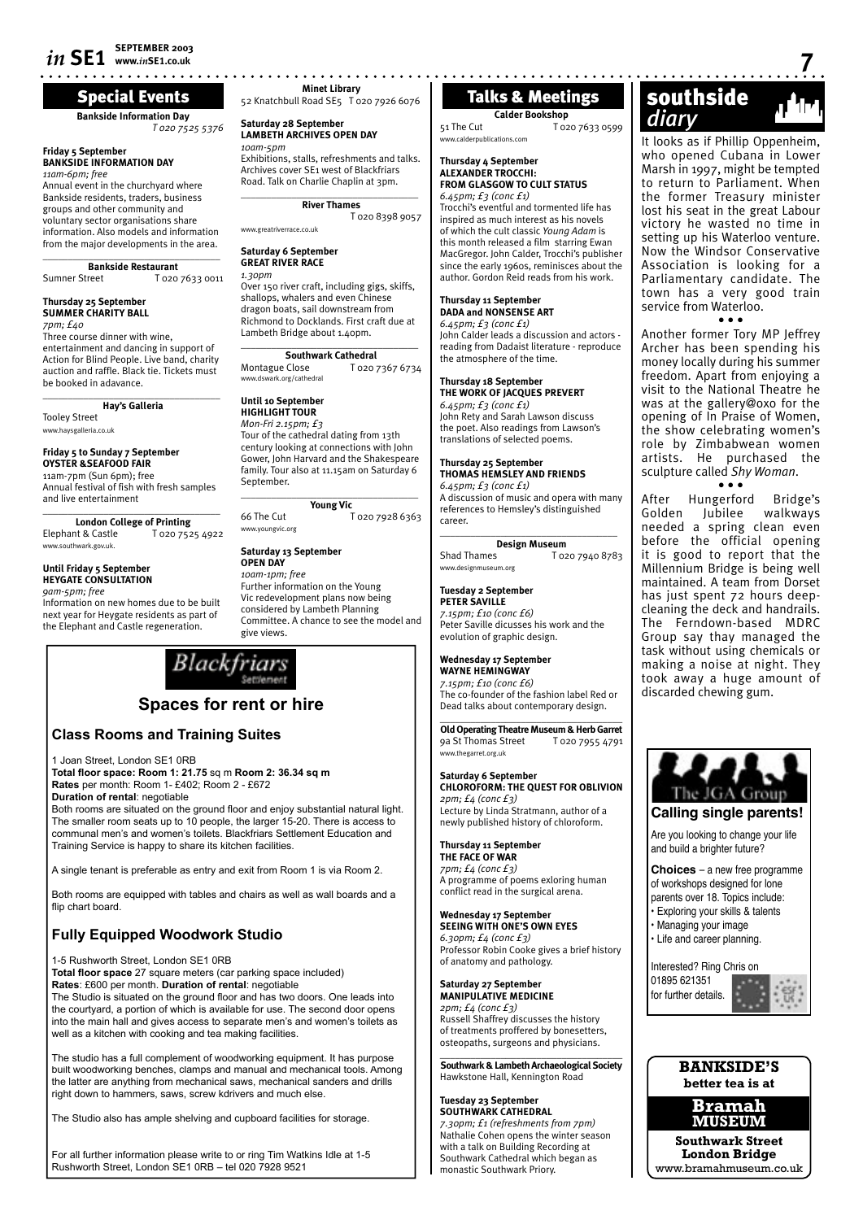## Special Events

**Bankside Information Day**
*T 020 7525 5376*

**Friday 5 September**
**BANKSIDE INFORMATION DAY**
*11am-6pm; free*
Annual event in the churchyard where Bankside residents, traders, business groups and other community and voluntary sector organisations share information. Also models and information from the major developments in the area.

**Bankside Restaurant**
Sumner Street T 020 7633 0011

**Thursday 25 September**
**SUMMER CHARITY BALL**
*7pm; £40*
Three course dinner with wine, entertainment and dancing in support of Action for Blind People. Live band, charity auction and raffle. Black tie. Tickets must be booked in adavance.

**Hay's Galleria**
Tooley Street
www.haysgalleria.co.uk

**Friday 5 to Sunday 7 September**
**OYSTER &SEAFOOD FAIR**
11am-7pm (Sun 6pm); free
Annual festival of fish with fresh samples and live entertainment

**London College of Printing**
Elephant & Castle T 020 7525 4922
www.southwark.gov.uk.

**Until Friday 5 September**
**HEYGATE CONSULTATION**
*9am-5pm; free*
Information on new homes due to be built next year for Heygate residents as part of the Elephant and Castle regeneration.

**Minet Library**
52 Knatchbull Road SE5 T 020 7926 6076

**Saturday 28 September**
**LAMBETH ARCHIVES OPEN DAY**
*10am-5pm*
Exhibitions, stalls, refreshments and talks. Archives cover SE1 west of Blackfriars Road. Talk on Charlie Chaplin at 3pm.

**River Thames**
T 020 8398 9057
www.greatriverrace.co.uk

**Saturday 6 September**
**GREAT RIVER RACE**
*1.30pm*
Over 150 river craft, including gigs, skiffs, shallops, whalers and even Chinese dragon boats, sail downstream from Richmond to Docklands. First craft due at Lambeth Bridge about 1.40pm.

**Southwark Cathedral**
Montague Close T 020 7367 6734
www.dswark.org/cathedral

**Until 10 September**
**HIGHLIGHT TOUR**
*Mon-Fri 2.15pm; £3*
Tour of the cathedral dating from 13th century looking at connections with John Gower, John Harvard and the Shakespeare family. Tour also at 11.15am on Saturday 6 September.

**Young Vic**
66 The Cut T 020 7928 6363
www.youngvic.org

**Saturday 13 September**
**OPEN DAY**
*10am-1pm; free*
Further information on the Young Vic redevelopment plans now being considered by Lambeth Planning Committee. A chance to see the model and give views.

## Talks & Meetings

**Calder Bookshop**
51 The Cut T 020 7633 0599
www.calderpublications.com

**Thursday 4 September**
**ALEXANDER TROCCHI: FROM GLASGOW TO CULT STATUS**
*6.45pm; £3 (conc £1)*
Trocchi's eventful and tormented life has inspired as much interest as his novels of which the cult classic *Young Adam* is this month released a film starring Ewan MacGregor. John Calder, Trocchi's publisher since the early 1960s, reminisces about the author. Gordon Reid reads from his work.

**Thursday 11 September**
**DADA and NONSENSE ART**
*6.45pm; £3 (conc £1)*
John Calder leads a discussion and actors - reading from Dadaist literature - reproduce the atmosphere of the time.

**Thursday 18 September**
**THE WORK OF JACQUES PREVERT**
*6.45pm; £3 (conc £1)*
John Rety and Sarah Lawson discuss the poet. Also readings from Lawson's translations of selected poems.

**Thursday 25 September**
**THOMAS HEMSLEY AND FRIENDS**
*6.45pm; £3 (conc £1)*
A discussion of music and opera with many references to Hemsley's distinguished career.

**Design Museum**
Shad Thames T 020 7940 8783
www.designmuseum.org

**Tuesday 2 September**
**PETER SAVILLE**
*7.15pm; £10 (conc £6)*
Peter Saville dicusses his work and the evolution of graphic design.

**Wednesday 17 September**
**WAYNE HEMINGWAY**
*7.15pm; £10 (conc £6)*
The co-founder of the fashion label Red or Dead talks about contemporary design.

**Old Operating Theatre Museum & Herb Garret**
9a St Thomas Street T 020 7955 4791
www.thegarret.org.uk

**Saturday 6 September**
**CHLOROFORM: THE QUEST FOR OBLIVION**
*2pm; £4 (conc £3)*
Lecture by Linda Stratmann, author of a newly published history of chloroform.

**Thursday 11 September**
**THE FACE OF WAR**
*7pm; £4 (conc £3)*
A programme of poems exloring human conflict read in the surgical arena.

**Wednesday 17 September**
**SEEING WITH ONE'S OWN EYES**
*6.30pm; £4 (conc £3)*
Professor Robin Cooke gives a brief history of anatomy and pathology.

**Saturday 27 September**
**MANIPULATIVE MEDICINE**
*2pm; £4 (conc £3)*
Russell Shaffrey discusses the history of treatments proffered by bonesetters, osteopaths, surgeons and physicians.

**Southwark & Lambeth Archaeological Society**
Hawkstone Hall, Kennington Road

**Tuesday 23 September**
**SOUTHWARK CATHEDRAL**
*7.30pm; £1 (refreshments from 7pm)*
Nathalie Cohen opens the winter season with a talk on Building Recording at Southwark Cathedral which began as monastic Southwark Priory.

## southside *diary*

It looks as if Phillip Oppenheim, who opened Cubana in Lower Marsh in 1997, might be tempted to return to Parliament. When the former Treasury minister lost his seat in the great Labour victory he wasted no time in setting up his Waterloo venture. Now the Windsor Conservative Association is looking for a Parliamentary candidate. The town has a very good train service from Waterloo.

• • •

Another former Tory MP Jeffrey Archer has been spending his money locally during his summer freedom. Apart from enjoying a visit to the National Theatre he was at the gallery@oxo for the opening of In Praise of Women, the show celebrating women's role by Zimbabwean women artists. He purchased the sculpture called *Shy Woman*.

• • •

After Hungerford Bridge's Golden Jubilee walkways needed a spring clean even before the official opening it is good to report that the Millennium Bridge is being well maintained. A team from Dorset has just spent 72 hours deep-cleaning the deck and handrails. The Ferndown-based MDRC Group say thay managed the task without using chemicals or making a noise at night. They took away a huge amount of discarded chewing gum.

---

**Blackfriars Settlement**

## Spaces for rent or hire

### Class Rooms and Training Suites

1 Joan Street, London SE1 0RB
**Total floor space: Room 1: 21.75** sq m **Room 2: 36.34 sq m**
**Rates** per month: Room 1- £402; Room 2 - £672
**Duration of rental**: negotiable
Both rooms are situated on the ground floor and enjoy substantial natural light. The smaller room seats up to 10 people, the larger 15-20. There is access to communal men's and women's toilets. Blackfriars Settlement Education and Training Service is happy to share its kitchen facilities.

A single tenant is preferable as entry and exit from Room 1 is via Room 2.

Both rooms are equipped with tables and chairs as well as wall boards and a flip chart board.

### Fully Equipped Woodwork Studio

1-5 Rushworth Street, London SE1 0RB
**Total floor space** 27 square meters (car parking space included)
**Rates**: £600 per month. **Duration of rental**: negotiable
The Studio is situated on the ground floor and has two doors. One leads into the courtyard, a portion of which is available for use. The second door opens into the main hall and gives access to separate men's and women's toilets as well as a kitchen with cooking and tea making facilities.

The studio has a full complement of woodworking equipment. It has purpose built woodworking benches, clamps and manual and mechanical tools. Among the latter are anything from mechanical saws, mechanical sanders and drills right down to hammers, saws, screw kdrivers and much else.

The Studio also has ample shelving and cupboard facilities for storage.

For all further information please write to or ring Tim Watkins Idle at 1-5 Rushworth Street, London SE1 0RB – tel 020 7928 9521

---

**The JGA Group**

### Calling single parents!

Are you looking to change your life and build a brighter future?

**Choices** – a new free programme of workshops designed for lone parents over 18. Topics include:
- Exploring your skills & talents
- Managing your image
- Life and career planning.

Interested? Ring Chris on 01895 621351 for further details.

---

**BANKSIDE'S better tea is at**
**Bramah MUSEUM**
**Southwark Street London Bridge**
www.bramahmuseum.co.uk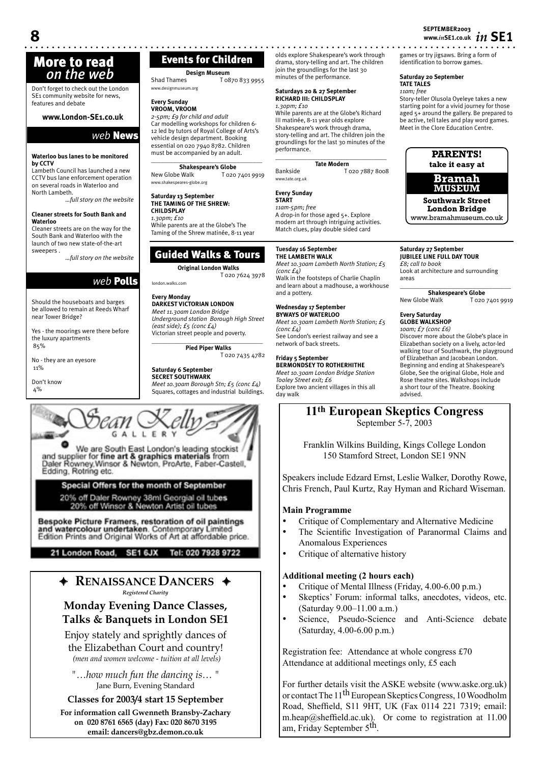## More to read *on the web*

Don't forget to check out the London SE1 community website for news, features and debate

**www.London-SE1.co.uk**

### *web* News

**Waterloo bus lanes to be monitored by CCTV**

Lambeth Council has launched a new CCTV bus lane enforcement operation on several roads in Waterloo and North Lambeth.

*...full story on the website*

**Cleaner streets for South Bank and Waterloo**

Cleaner streets are on the way for the South Bank and Waterloo with the launch of two new state-of-the-art sweepers .

*...full story on the website*

### *web* Polls

Should the houseboats and barges be allowed to remain at Reeds Wharf near Tower Bridge?

Yes - the moorings were there before the luxury apartments
85%

No - they are an eyesore
11%

Don't know
4%

## Events for Children

**Design Museum**
Shad Thames T 0870 833 9955
www.designmuseum.org

**Every Sunday**
**VROOM, VROOM**
*2-5pm; £9 for child and adult*
Car modelling workshops for children 6-12 led by tutors of Royal College of Arts's vehicle design department. Booking essential on 020 7940 8782. Children must be accompanied by an adult.

**Shakespeare's Globe**
New Globe Walk T 020 7401 9919
www.shakespeares-globe.org

**Saturday 13 September**
**THE TAMING OF THE SHREW: CHILDSPLAY**
*1.30pm; £10*
While parents are at the Globe's The Taming of the Shrew matinée, 8-11 year olds explore Shakespeare's work through drama, story-telling and art. The children join the groundlings for the last 30 minutes of the performance.

**Saturdays 20 & 27 September**
**RICHARD III: CHILDSPLAY**
*1.30pm; £10*
While parents are at the Globe's Richard III matinée, 8-11 year olds explore Shakespeare's work through drama, story-telling and art. The children join the groundlings for the last 30 minutes of the performance.

**Tate Modern**
Bankside T 020 7887 8008
www.tate.org.uk

**Every Sunday**
**START**
*11am-5pm; free*
A drop-in for those aged 5+. Explore modern art through intriguing activities. Match clues, play double sided card games or try jigsaws. Bring a form of identification to borrow games.

**Saturday 20 September**
**TATE TALES**
*11am; free*
Story-teller Olusola Oyeleye takes a new starting point for a vivid journey for those aged 5+ around the gallery. Be prepared to be active, tell tales and play word games. Meet in the Clore Education Centre.

**PARENTS!**
**take it easy at**
**Bramah MUSEUM**
**Southwark Street London Bridge**
www.bramahmuseum.co.uk

## Guided Walks & Tours

**Original London Walks**
T 020 7624 3978
london.walks.com

**Every Monday**
**DARKEST VICTORIAN LONDON**
*Meet 11.30am London Bridge Underground station Borough High Street (east side); £5 (conc £4)*
Victorian street people and poverty.

**Pied Piper Walks**
T 020 7435 4782

**Saturday 6 September**
**SECRET SOUTHWARK**
*Meet 10.30am Borough Stn; £5 (conc £4)*
Squares, cottages and industrial buildings.

**Tuesday 16 September**
**THE LAMBETH WALK**
*Meet 10.30am Lambeth North Station; £5 (conc £4)*
Walk in the footsteps of Charlie Chaplin and learn about a madhouse, a workhouse and a pottery.

**Wednesday 17 September**
**BYWAYS OF WATERLOO**
*Meet 10.30am Lambeth North Station; £5 (conc £4)*
See London's eeriest railway and see a network of back streets.

**Friday 5 September**
**BERMONDSEY TO ROTHERHITHE**
*Meet 10.30am London Bridge Station Tooley Street exit; £6*
Explore two ancient villages in this all day walk

**Saturday 27 September**
**JUBILEE LINE FULL DAY TOUR**
*£8; call to book*
Look at architecture and surrounding areas

**Shakespeare's Globe**
New Globe Walk T 020 7401 9919

**Every Saturday**
**GLOBE WALKSHOP**
*10am; £7 (conc £6)*
Discover more about the Globe's place in Elizabethan society on a lively, actor-led walking tour of Southwark, the playground of Elizabethan and Jacobean London. Beginning and ending at Shakespeare's Globe, See the original Globe, Hole and Rose theatre sites. Walkshops include a short tour of the Theatre. Booking advised.

---

**Sean Kelly GALLERY**

We are South East London's leading stockist and supplier for **fine art & graphics materials** from Daler Rowney, Winsor & Newton, ProArte, Faber-Castell, Edding, Rotring etc.

**Special Offers for the month of September**
20% off Daler Rowney 38ml Georgial oil tubes
20% off Winsor & Newton Artist oil tubes

**Bespoke Picture Framers, restoration of oil paintings and watercolour undertaken.** Contemporary Limited Edition Prints and Original Works of Art at affordable price.

**21 London Road, SE1 6JX Tel: 020 7928 9722**

---

## ✦ RENAISSANCE DANCERS ✦

*Registered Charity*

**Monday Evening Dance Classes, Talks & Banquets in London SE1**

Enjoy stately and sprightly dances of the Elizabethan Court and country!
*(men and women welcome - tuition at all levels)*

"*…how much fun the dancing is…* "
Jane Burn, Evening Standard

**Classes for 2003/4 start 15 September**

**For information call Gwenneth Bransby-Zachary on 020 8761 6565 (day) Fax: 020 8670 3195 email: dancers@gbz.demon.co.uk**

---

## 11th European Skeptics Congress

September 5-7, 2003

Franklin Wilkins Building, Kings College London
150 Stamford Street, London SE1 9NN

Speakers include Edzard Ernst, Leslie Walker, Dorothy Rowe, Chris French, Paul Kurtz, Ray Hyman and Richard Wiseman.

**Main Programme**

- Critique of Complementary and Alternative Medicine
- The Scientific Investigation of Paranormal Claims and Anomalous Experiences
- Critique of alternative history

**Additional meeting (2 hours each)**

- Critique of Mental Illness (Friday, 4.00-6.00 p.m.)
- Skeptics' Forum: informal talks, anecdotes, videos, etc. (Saturday 9.00–11.00 a.m.)
- Science, Pseudo-Science and Anti-Science debate (Saturday, 4.00-6.00 p.m.)

Registration fee: Attendance at whole congress £70
Attendance at additional meetings only, £5 each

For further details visit the ASKE website (www.aske.org.uk) or contact The 11th European Skeptics Congress, 10 Woodholm Road, Sheffield, S11 9HT, UK (Fax 0114 221 7319; email: m.heap@sheffield.ac.uk). Or come to registration at 11.00 am, Friday September 5th.